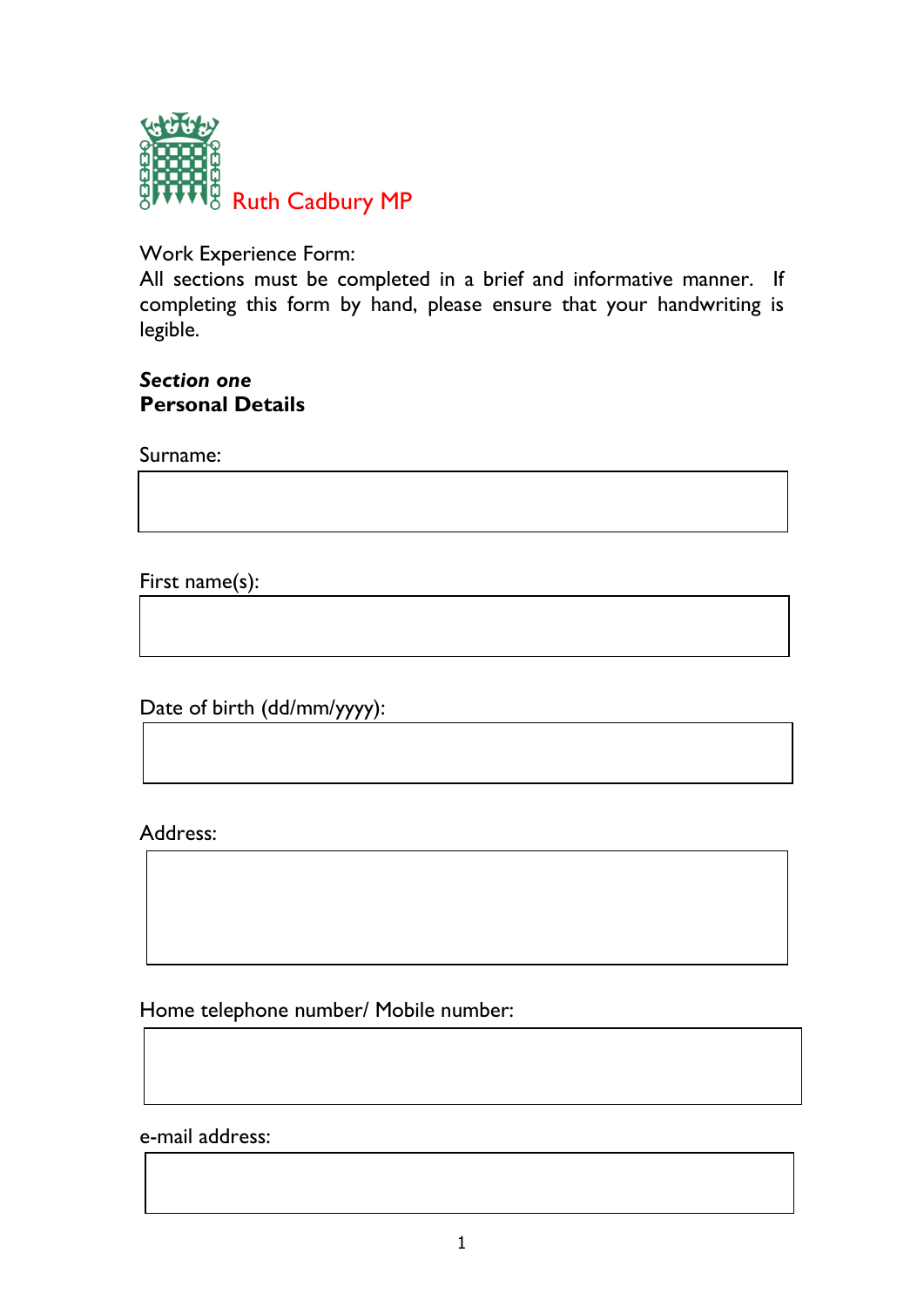Ruth Cadbury MP

Work Experience Form:

All sections must be completed in a brief and informative manner. If completing this form by hand, please ensure that your handwriting is legible.

***Section one***

**Personal Details**

Surname:

First name(s):

Date of birth (dd/mm/yyyy):

Address:

Home telephone number/ Mobile number:

e-mail address: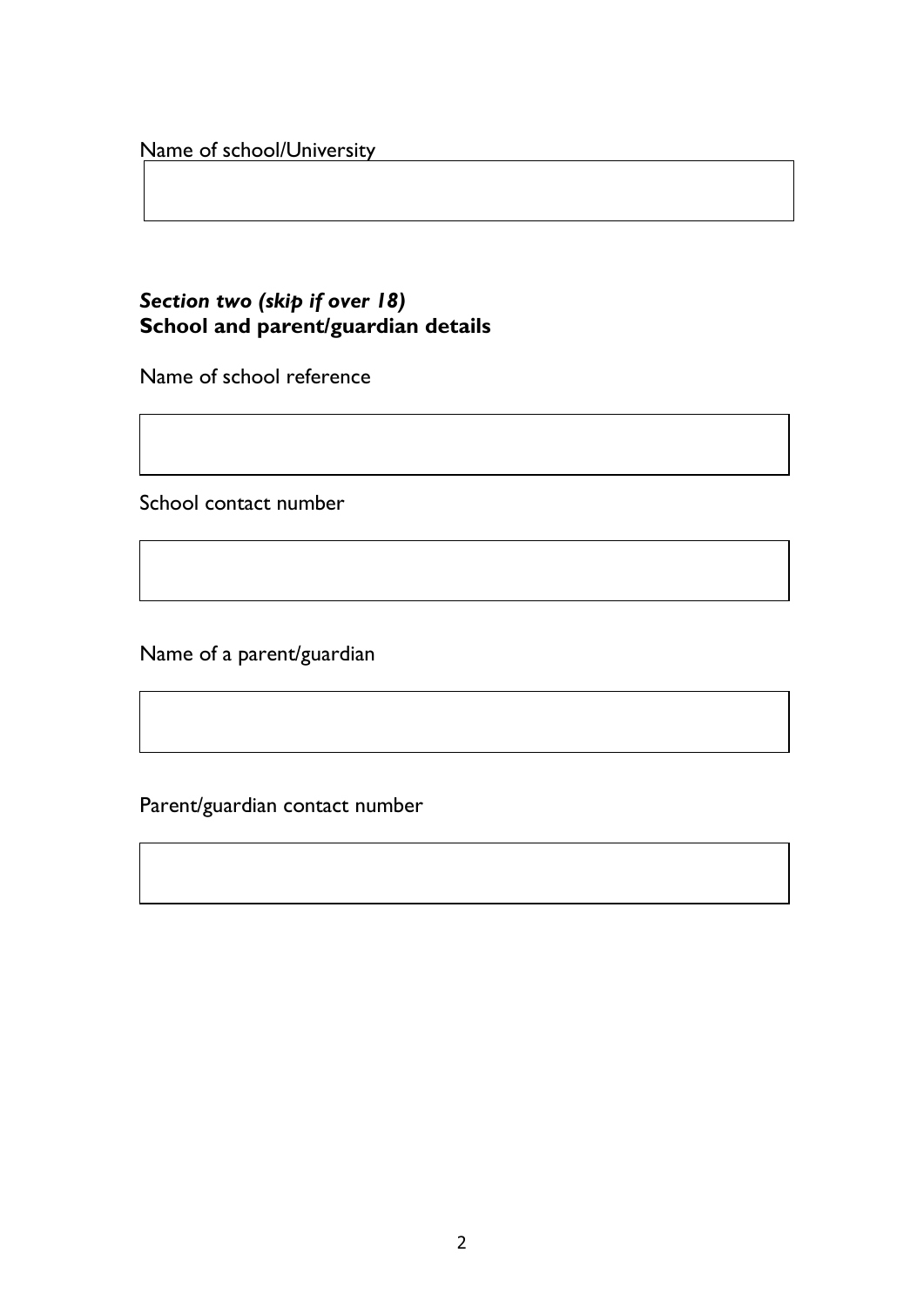Name of school/University

***Section two (skip if over 18)***
**School and parent/guardian details**

Name of school reference

School contact number

Name of a parent/guardian

Parent/guardian contact number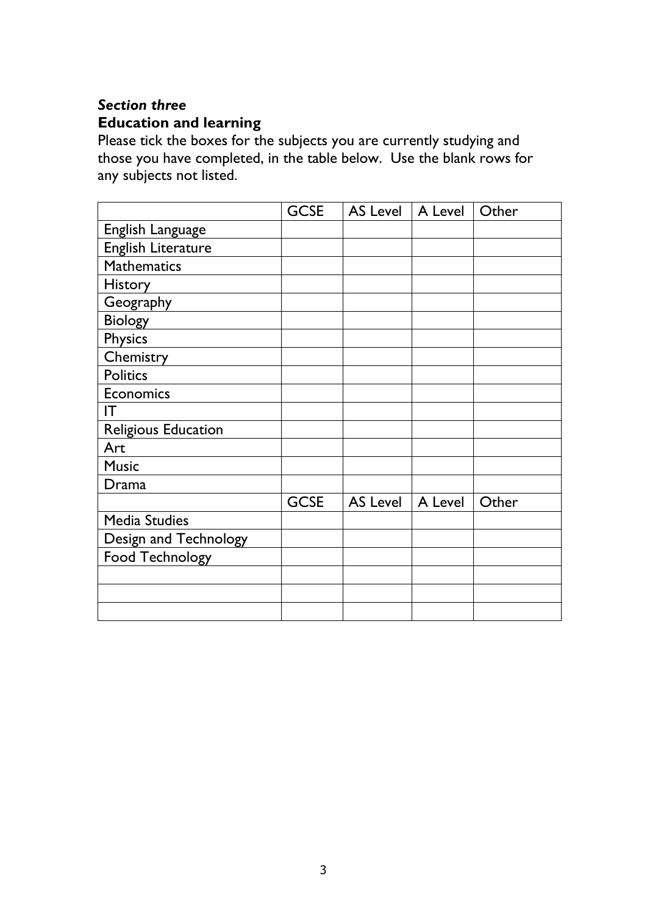***Section three***

**Education and learning**

Please tick the boxes for the subjects you are currently studying and those you have completed, in the table below. Use the blank rows for any subjects not listed.

| | GCSE | AS Level | A Level | Other |
|---|---|---|---|---|
| English Language | | | | |
| English Literature | | | | |
| Mathematics | | | | |
| History | | | | |
| Geography | | | | |
| Biology | | | | |
| Physics | | | | |
| Chemistry | | | | |
| Politics | | | | |
| Economics | | | | |
| IT | | | | |
| Religious Education | | | | |
| Art | | | | |
| Music | | | | |
| Drama | | | | |
| | GCSE | AS Level | A Level | Other |
| Media Studies | | | | |
| Design and Technology | | | | |
| Food Technology | | | | |
| | | | | |
| | | | | |
| | | | | |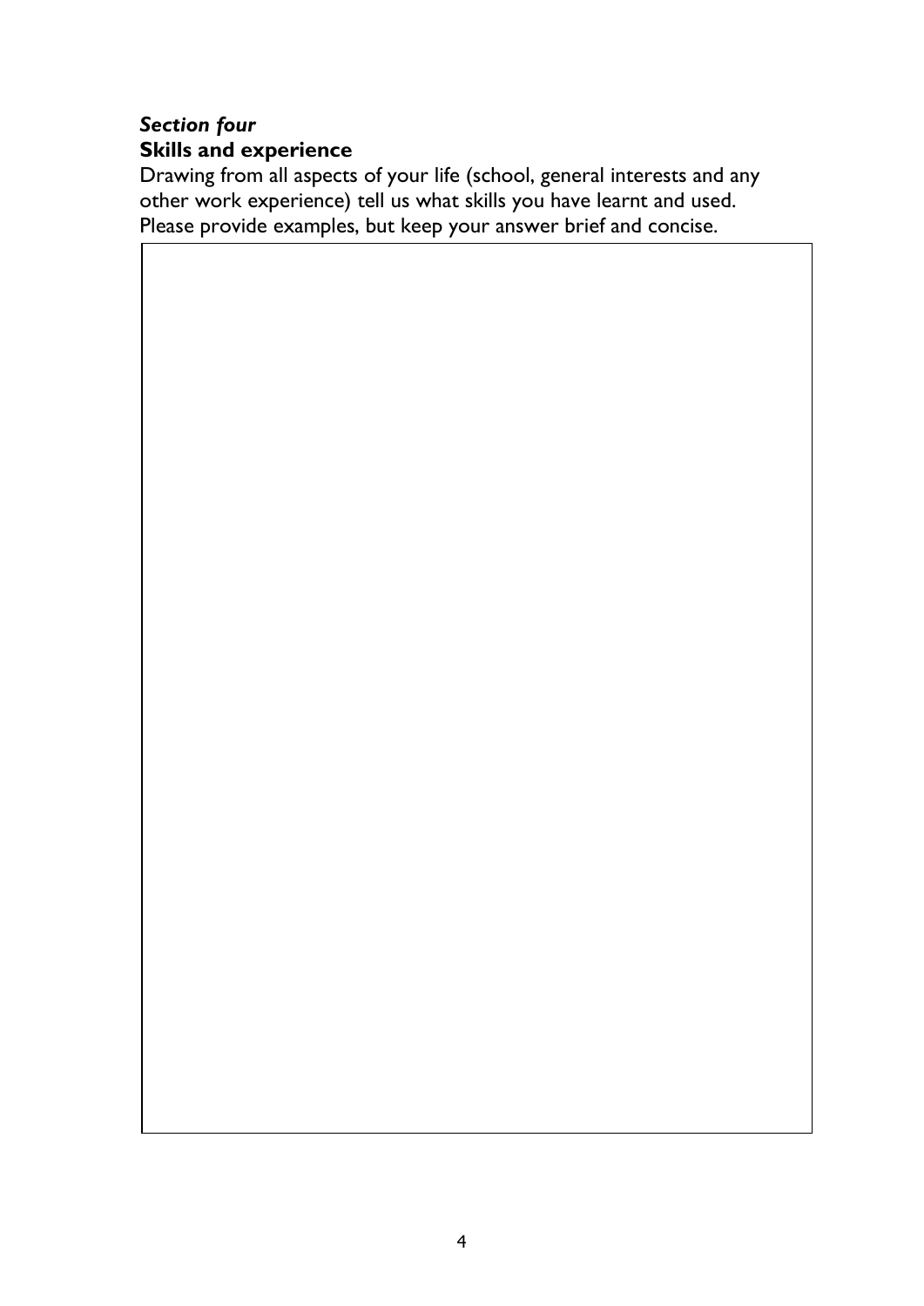***Section four***
**Skills and experience**

Drawing from all aspects of your life (school, general interests and any other work experience) tell us what skills you have learnt and used. Please provide examples, but keep your answer brief and concise.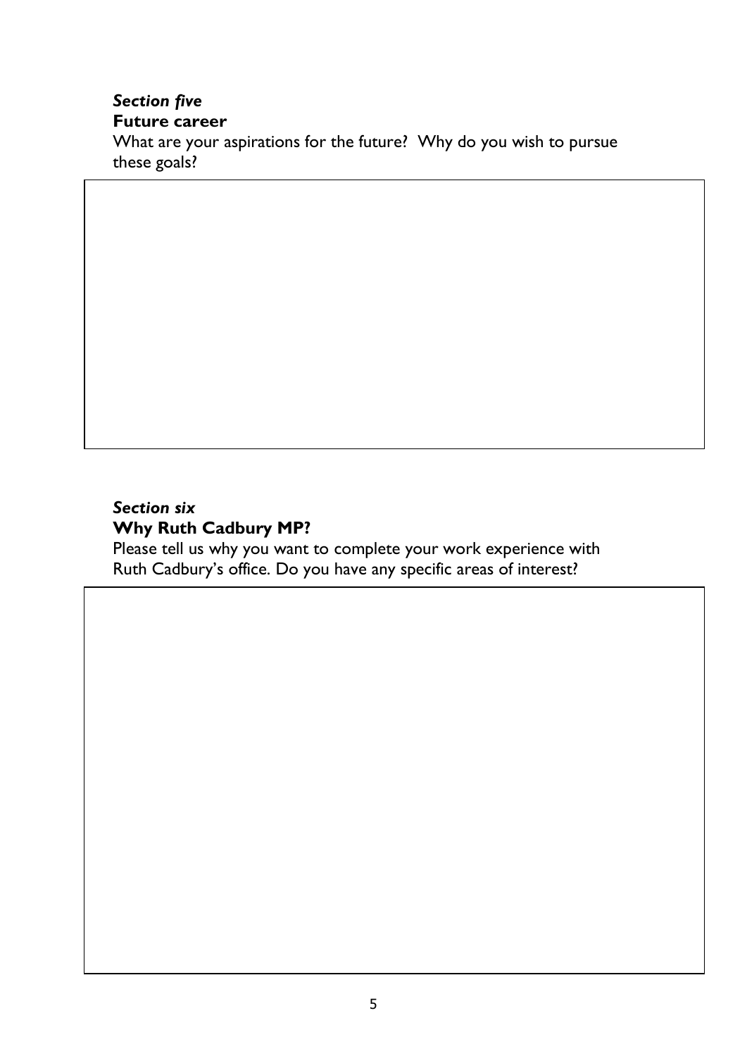***Section five***

**Future career**

What are your aspirations for the future? Why do you wish to pursue these goals?

***Section six***

**Why Ruth Cadbury MP?**

Please tell us why you want to complete your work experience with Ruth Cadbury's office. Do you have any specific areas of interest?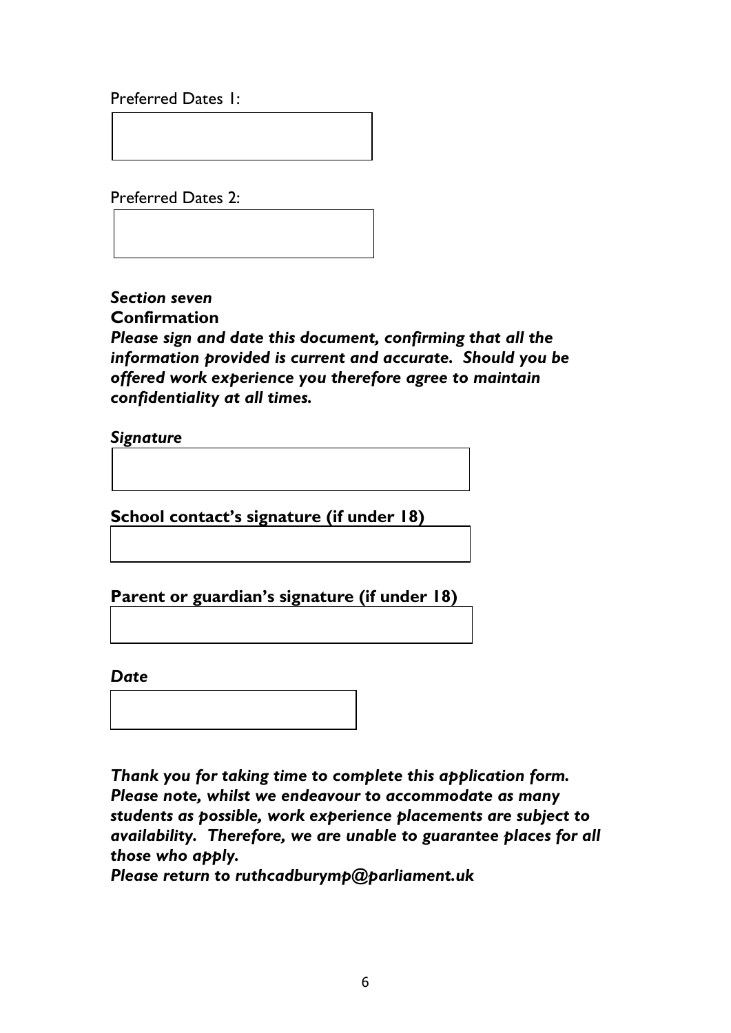Preferred Dates 1:

Preferred Dates 2:

***Section seven***

**Confirmation**

***Please sign and date this document, confirming that all the information provided is current and accurate. Should you be offered work experience you therefore agree to maintain confidentiality at all times.***

***Signature***

**School contact's signature (if under 18)**

**Parent or guardian's signature (if under 18)**

***Date***

***Thank you for taking time to complete this application form. Please note, whilst we endeavour to accommodate as many students as possible, work experience placements are subject to availability. Therefore, we are unable to guarantee places for all those who apply.***

***Please return to ruthcadburymp@parliament.uk***